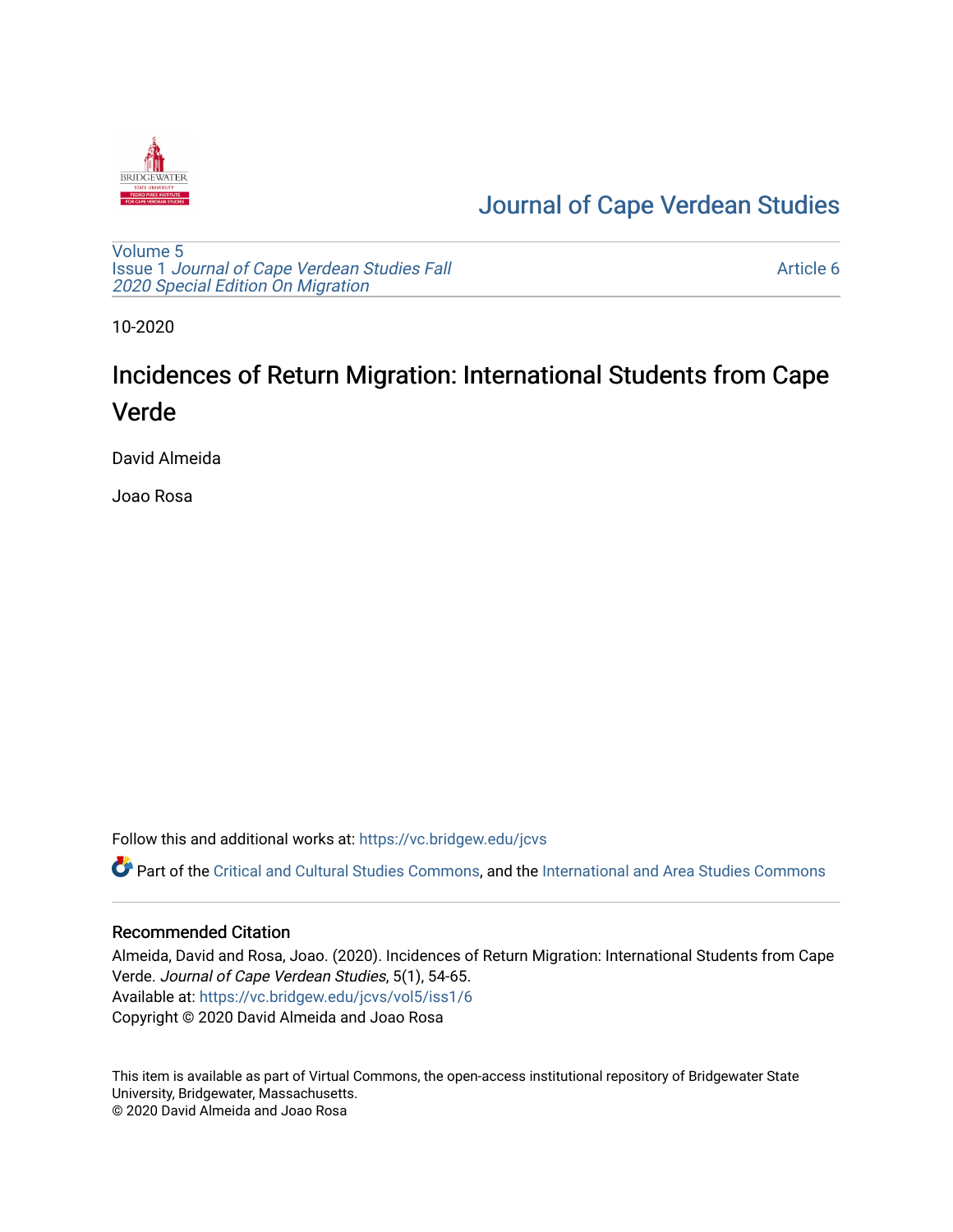Journal of Cape Verdean Studies

Volume 5
Issue 1 *Journal of Cape Verdean Studies Fall 2020 Special Edition On Migration*

Article 6

10-2020

# Incidences of Return Migration: International Students from Cape Verde

David Almeida

Joao Rosa

Follow this and additional works at: https://vc.bridgew.edu/jcvs

Part of the Critical and Cultural Studies Commons, and the International and Area Studies Commons

## Recommended Citation

Almeida, David and Rosa, Joao. (2020). Incidences of Return Migration: International Students from Cape Verde. *Journal of Cape Verdean Studies*, 5(1), 54-65.
Available at: https://vc.bridgew.edu/jcvs/vol5/iss1/6
Copyright © 2020 David Almeida and Joao Rosa

This item is available as part of Virtual Commons, the open-access institutional repository of Bridgewater State University, Bridgewater, Massachusetts.
© 2020 David Almeida and Joao Rosa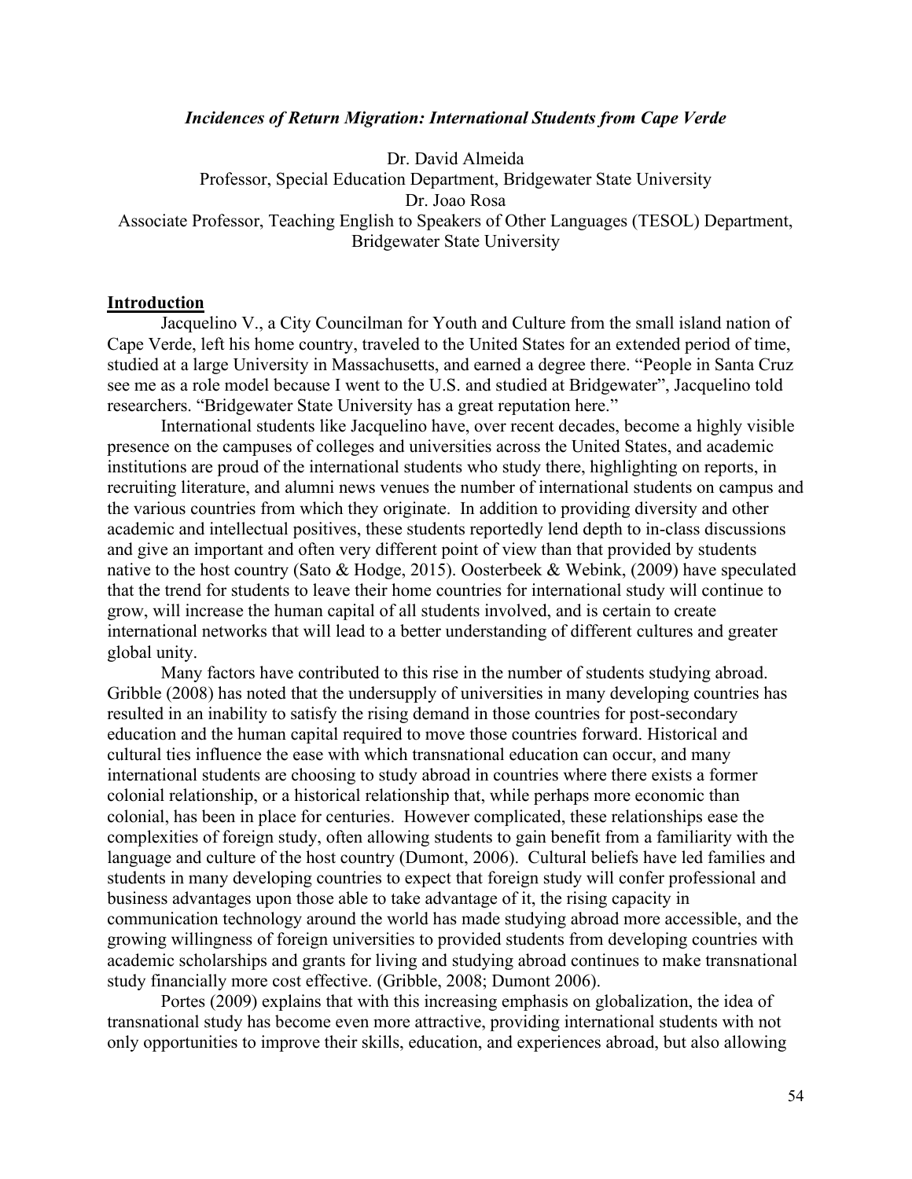***Incidences of Return Migration: International Students from Cape Verde***

Dr. David Almeida
Professor, Special Education Department, Bridgewater State University
Dr. Joao Rosa
Associate Professor, Teaching English to Speakers of Other Languages (TESOL) Department, Bridgewater State University

## **Introduction**

Jacquelino V., a City Councilman for Youth and Culture from the small island nation of Cape Verde, left his home country, traveled to the United States for an extended period of time, studied at a large University in Massachusetts, and earned a degree there. "People in Santa Cruz see me as a role model because I went to the U.S. and studied at Bridgewater", Jacquelino told researchers. "Bridgewater State University has a great reputation here."

International students like Jacquelino have, over recent decades, become a highly visible presence on the campuses of colleges and universities across the United States, and academic institutions are proud of the international students who study there, highlighting on reports, in recruiting literature, and alumni news venues the number of international students on campus and the various countries from which they originate. In addition to providing diversity and other academic and intellectual positives, these students reportedly lend depth to in-class discussions and give an important and often very different point of view than that provided by students native to the host country (Sato & Hodge, 2015). Oosterbeek & Webink, (2009) have speculated that the trend for students to leave their home countries for international study will continue to grow, will increase the human capital of all students involved, and is certain to create international networks that will lead to a better understanding of different cultures and greater global unity.

Many factors have contributed to this rise in the number of students studying abroad. Gribble (2008) has noted that the undersupply of universities in many developing countries has resulted in an inability to satisfy the rising demand in those countries for post-secondary education and the human capital required to move those countries forward. Historical and cultural ties influence the ease with which transnational education can occur, and many international students are choosing to study abroad in countries where there exists a former colonial relationship, or a historical relationship that, while perhaps more economic than colonial, has been in place for centuries. However complicated, these relationships ease the complexities of foreign study, often allowing students to gain benefit from a familiarity with the language and culture of the host country (Dumont, 2006). Cultural beliefs have led families and students in many developing countries to expect that foreign study will confer professional and business advantages upon those able to take advantage of it, the rising capacity in communication technology around the world has made studying abroad more accessible, and the growing willingness of foreign universities to provided students from developing countries with academic scholarships and grants for living and studying abroad continues to make transnational study financially more cost effective. (Gribble, 2008; Dumont 2006).

Portes (2009) explains that with this increasing emphasis on globalization, the idea of transnational study has become even more attractive, providing international students with not only opportunities to improve their skills, education, and experiences abroad, but also allowing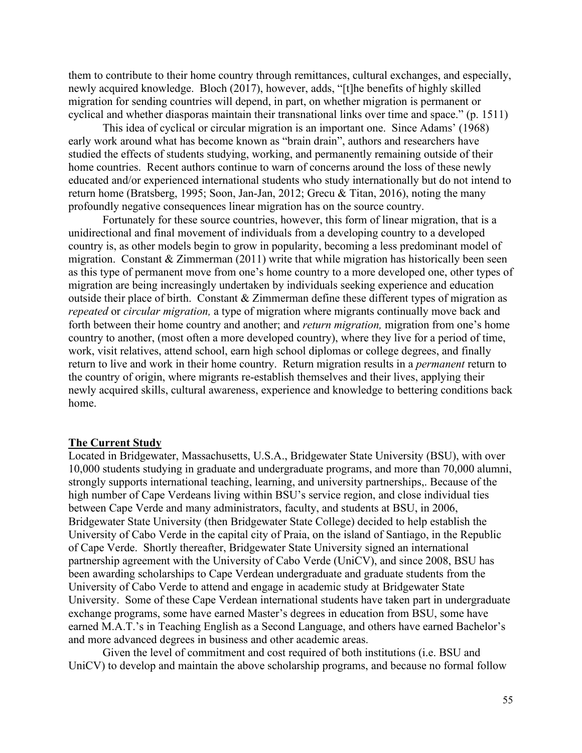them to contribute to their home country through remittances, cultural exchanges, and especially, newly acquired knowledge. Bloch (2017), however, adds, "[t]he benefits of highly skilled migration for sending countries will depend, in part, on whether migration is permanent or cyclical and whether diasporas maintain their transnational links over time and space." (p. 1511)

This idea of cyclical or circular migration is an important one. Since Adams' (1968) early work around what has become known as "brain drain", authors and researchers have studied the effects of students studying, working, and permanently remaining outside of their home countries. Recent authors continue to warn of concerns around the loss of these newly educated and/or experienced international students who study internationally but do not intend to return home (Bratsberg, 1995; Soon, Jan-Jan, 2012; Grecu & Titan, 2016), noting the many profoundly negative consequences linear migration has on the source country.

Fortunately for these source countries, however, this form of linear migration, that is a unidirectional and final movement of individuals from a developing country to a developed country is, as other models begin to grow in popularity, becoming a less predominant model of migration. Constant & Zimmerman (2011) write that while migration has historically been seen as this type of permanent move from one's home country to a more developed one, other types of migration are being increasingly undertaken by individuals seeking experience and education outside their place of birth. Constant & Zimmerman define these different types of migration as *repeated* or *circular migration,* a type of migration where migrants continually move back and forth between their home country and another; and *return migration,* migration from one's home country to another, (most often a more developed country), where they live for a period of time, work, visit relatives, attend school, earn high school diplomas or college degrees, and finally return to live and work in their home country. Return migration results in a *permanent* return to the country of origin, where migrants re-establish themselves and their lives, applying their newly acquired skills, cultural awareness, experience and knowledge to bettering conditions back home.

## The Current Study

Located in Bridgewater, Massachusetts, U.S.A., Bridgewater State University (BSU), with over 10,000 students studying in graduate and undergraduate programs, and more than 70,000 alumni, strongly supports international teaching, learning, and university partnerships,. Because of the high number of Cape Verdeans living within BSU's service region, and close individual ties between Cape Verde and many administrators, faculty, and students at BSU, in 2006, Bridgewater State University (then Bridgewater State College) decided to help establish the University of Cabo Verde in the capital city of Praia, on the island of Santiago, in the Republic of Cape Verde. Shortly thereafter, Bridgewater State University signed an international partnership agreement with the University of Cabo Verde (UniCV), and since 2008, BSU has been awarding scholarships to Cape Verdean undergraduate and graduate students from the University of Cabo Verde to attend and engage in academic study at Bridgewater State University. Some of these Cape Verdean international students have taken part in undergraduate exchange programs, some have earned Master's degrees in education from BSU, some have earned M.A.T.'s in Teaching English as a Second Language, and others have earned Bachelor's and more advanced degrees in business and other academic areas.

Given the level of commitment and cost required of both institutions (i.e. BSU and UniCV) to develop and maintain the above scholarship programs, and because no formal follow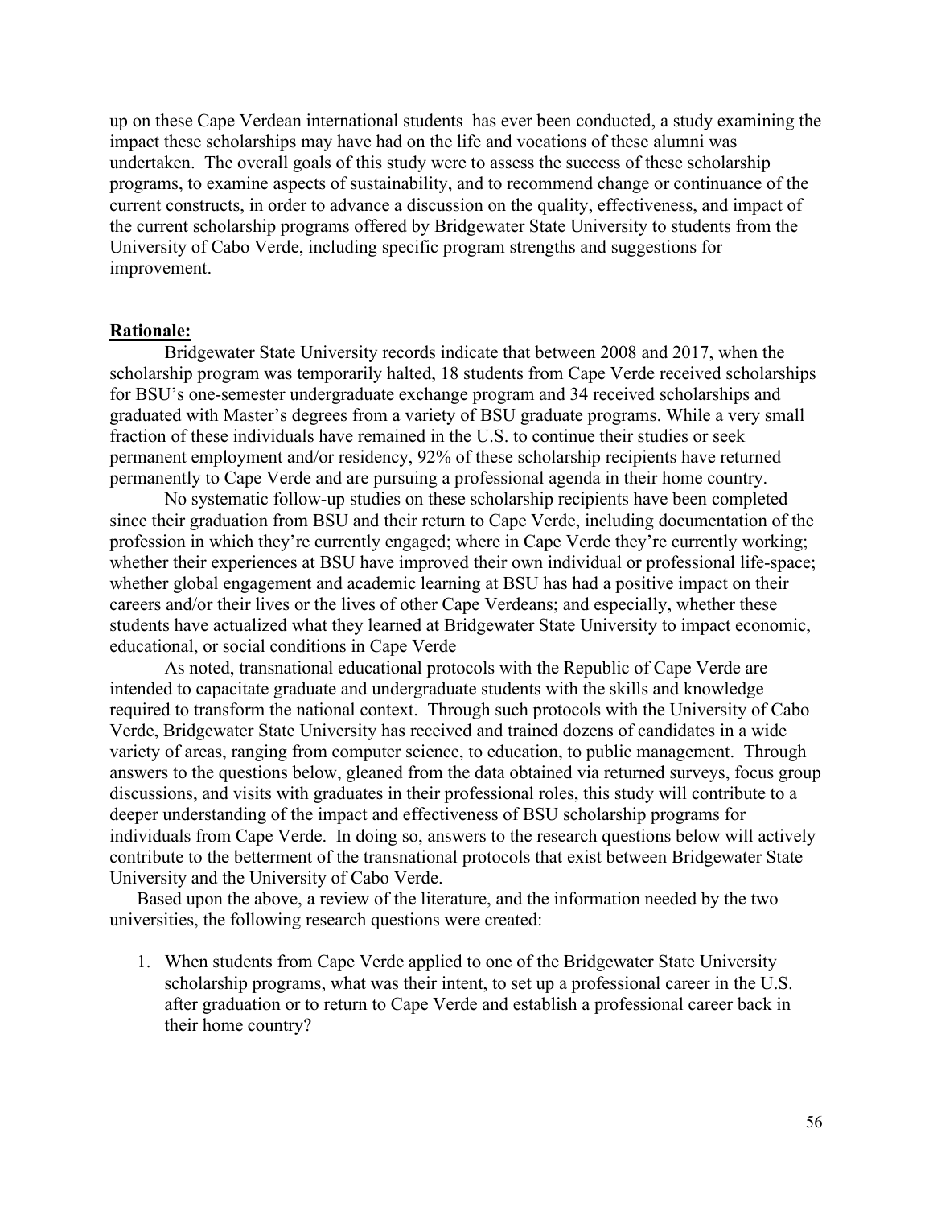up on these Cape Verdean international students has ever been conducted, a study examining the impact these scholarships may have had on the life and vocations of these alumni was undertaken. The overall goals of this study were to assess the success of these scholarship programs, to examine aspects of sustainability, and to recommend change or continuance of the current constructs, in order to advance a discussion on the quality, effectiveness, and impact of the current scholarship programs offered by Bridgewater State University to students from the University of Cabo Verde, including specific program strengths and suggestions for improvement.

**Rationale:**

Bridgewater State University records indicate that between 2008 and 2017, when the scholarship program was temporarily halted, 18 students from Cape Verde received scholarships for BSU's one-semester undergraduate exchange program and 34 received scholarships and graduated with Master's degrees from a variety of BSU graduate programs. While a very small fraction of these individuals have remained in the U.S. to continue their studies or seek permanent employment and/or residency, 92% of these scholarship recipients have returned permanently to Cape Verde and are pursuing a professional agenda in their home country.

No systematic follow-up studies on these scholarship recipients have been completed since their graduation from BSU and their return to Cape Verde, including documentation of the profession in which they're currently engaged; where in Cape Verde they're currently working; whether their experiences at BSU have improved their own individual or professional life-space; whether global engagement and academic learning at BSU has had a positive impact on their careers and/or their lives or the lives of other Cape Verdeans; and especially, whether these students have actualized what they learned at Bridgewater State University to impact economic, educational, or social conditions in Cape Verde

As noted, transnational educational protocols with the Republic of Cape Verde are intended to capacitate graduate and undergraduate students with the skills and knowledge required to transform the national context. Through such protocols with the University of Cabo Verde, Bridgewater State University has received and trained dozens of candidates in a wide variety of areas, ranging from computer science, to education, to public management. Through answers to the questions below, gleaned from the data obtained via returned surveys, focus group discussions, and visits with graduates in their professional roles, this study will contribute to a deeper understanding of the impact and effectiveness of BSU scholarship programs for individuals from Cape Verde. In doing so, answers to the research questions below will actively contribute to the betterment of the transnational protocols that exist between Bridgewater State University and the University of Cabo Verde.

Based upon the above, a review of the literature, and the information needed by the two universities, the following research questions were created:

1. When students from Cape Verde applied to one of the Bridgewater State University scholarship programs, what was their intent, to set up a professional career in the U.S. after graduation or to return to Cape Verde and establish a professional career back in their home country?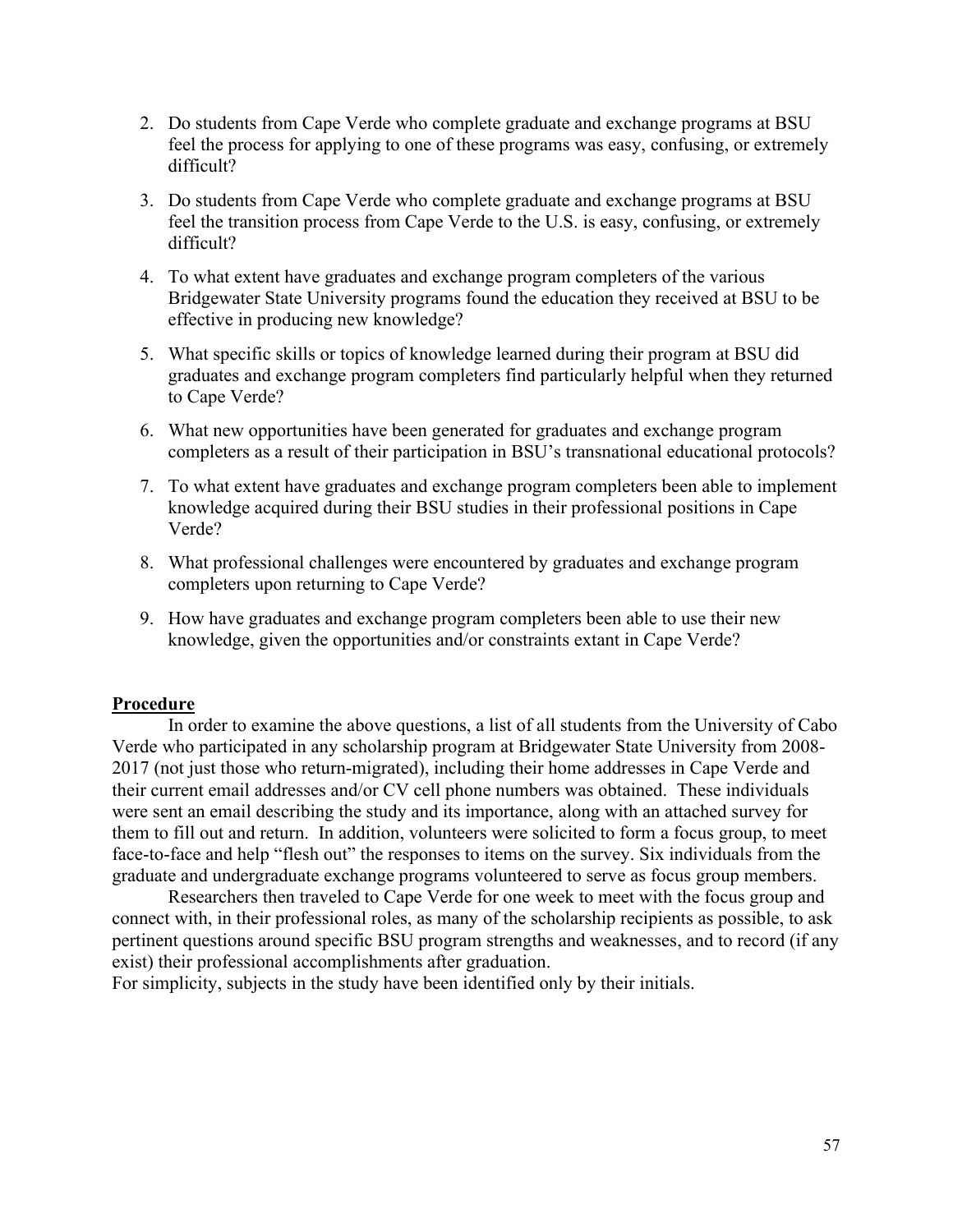2. Do students from Cape Verde who complete graduate and exchange programs at BSU feel the process for applying to one of these programs was easy, confusing, or extremely difficult?
3. Do students from Cape Verde who complete graduate and exchange programs at BSU feel the transition process from Cape Verde to the U.S. is easy, confusing, or extremely difficult?
4. To what extent have graduates and exchange program completers of the various Bridgewater State University programs found the education they received at BSU to be effective in producing new knowledge?
5. What specific skills or topics of knowledge learned during their program at BSU did graduates and exchange program completers find particularly helpful when they returned to Cape Verde?
6. What new opportunities have been generated for graduates and exchange program completers as a result of their participation in BSU's transnational educational protocols?
7. To what extent have graduates and exchange program completers been able to implement knowledge acquired during their BSU studies in their professional positions in Cape Verde?
8. What professional challenges were encountered by graduates and exchange program completers upon returning to Cape Verde?
9. How have graduates and exchange program completers been able to use their new knowledge, given the opportunities and/or constraints extant in Cape Verde?

**Procedure**

In order to examine the above questions, a list of all students from the University of Cabo Verde who participated in any scholarship program at Bridgewater State University from 2008-2017 (not just those who return-migrated), including their home addresses in Cape Verde and their current email addresses and/or CV cell phone numbers was obtained. These individuals were sent an email describing the study and its importance, along with an attached survey for them to fill out and return. In addition, volunteers were solicited to form a focus group, to meet face-to-face and help "flesh out" the responses to items on the survey. Six individuals from the graduate and undergraduate exchange programs volunteered to serve as focus group members.

Researchers then traveled to Cape Verde for one week to meet with the focus group and connect with, in their professional roles, as many of the scholarship recipients as possible, to ask pertinent questions around specific BSU program strengths and weaknesses, and to record (if any exist) their professional accomplishments after graduation.

For simplicity, subjects in the study have been identified only by their initials.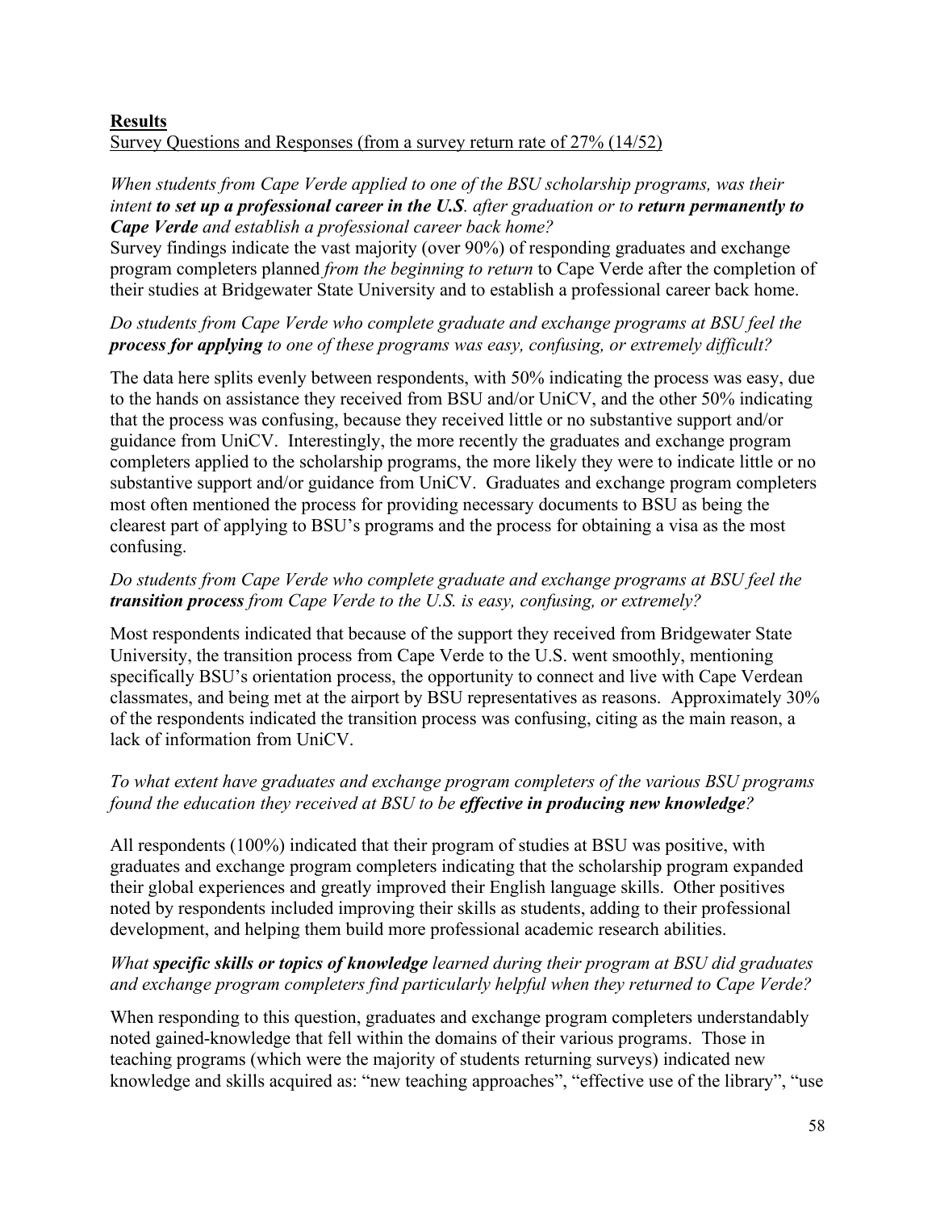## Results

Survey Questions and Responses (from a survey return rate of 27% (14/52)

*When students from Cape Verde applied to one of the BSU scholarship programs, was their intent* ***to set up a professional career in the U.S****. after graduation or to* ***return permanently to Cape Verde*** *and establish a professional career back home?*

Survey findings indicate the vast majority (over 90%) of responding graduates and exchange program completers planned *from the beginning to return* to Cape Verde after the completion of their studies at Bridgewater State University and to establish a professional career back home.

*Do students from Cape Verde who complete graduate and exchange programs at BSU feel the* ***process for applying*** *to one of these programs was easy, confusing, or extremely difficult?*

The data here splits evenly between respondents, with 50% indicating the process was easy, due to the hands on assistance they received from BSU and/or UniCV, and the other 50% indicating that the process was confusing, because they received little or no substantive support and/or guidance from UniCV. Interestingly, the more recently the graduates and exchange program completers applied to the scholarship programs, the more likely they were to indicate little or no substantive support and/or guidance from UniCV. Graduates and exchange program completers most often mentioned the process for providing necessary documents to BSU as being the clearest part of applying to BSU's programs and the process for obtaining a visa as the most confusing.

*Do students from Cape Verde who complete graduate and exchange programs at BSU feel the* ***transition process*** *from Cape Verde to the U.S. is easy, confusing, or extremely?*

Most respondents indicated that because of the support they received from Bridgewater State University, the transition process from Cape Verde to the U.S. went smoothly, mentioning specifically BSU's orientation process, the opportunity to connect and live with Cape Verdean classmates, and being met at the airport by BSU representatives as reasons. Approximately 30% of the respondents indicated the transition process was confusing, citing as the main reason, a lack of information from UniCV.

*To what extent have graduates and exchange program completers of the various BSU programs found the education they received at BSU to be* ***effective in producing new knowledge****?*

All respondents (100%) indicated that their program of studies at BSU was positive, with graduates and exchange program completers indicating that the scholarship program expanded their global experiences and greatly improved their English language skills. Other positives noted by respondents included improving their skills as students, adding to their professional development, and helping them build more professional academic research abilities.

*What* ***specific skills or topics of knowledge*** *learned during their program at BSU did graduates and exchange program completers find particularly helpful when they returned to Cape Verde?*

When responding to this question, graduates and exchange program completers understandably noted gained-knowledge that fell within the domains of their various programs. Those in teaching programs (which were the majority of students returning surveys) indicated new knowledge and skills acquired as: "new teaching approaches", "effective use of the library", "use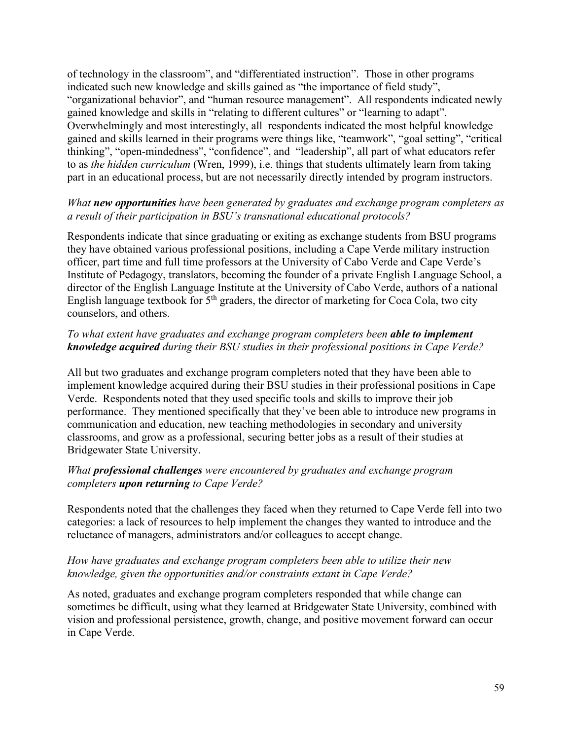of technology in the classroom", and "differentiated instruction". Those in other programs indicated such new knowledge and skills gained as "the importance of field study", "organizational behavior", and "human resource management". All respondents indicated newly gained knowledge and skills in "relating to different cultures" or "learning to adapt". Overwhelmingly and most interestingly, all respondents indicated the most helpful knowledge gained and skills learned in their programs were things like, "teamwork", "goal setting", "critical thinking", "open-mindedness", "confidence", and "leadership", all part of what educators refer to as *the hidden curriculum* (Wren, 1999), i.e. things that students ultimately learn from taking part in an educational process, but are not necessarily directly intended by program instructors.

*What **new opportunities** have been generated by graduates and exchange program completers as a result of their participation in BSU's transnational educational protocols?*

Respondents indicate that since graduating or exiting as exchange students from BSU programs they have obtained various professional positions, including a Cape Verde military instruction officer, part time and full time professors at the University of Cabo Verde and Cape Verde's Institute of Pedagogy, translators, becoming the founder of a private English Language School, a director of the English Language Institute at the University of Cabo Verde, authors of a national English language textbook for 5th graders, the director of marketing for Coca Cola, two city counselors, and others.

*To what extent have graduates and exchange program completers been **able to implement knowledge acquired** during their BSU studies in their professional positions in Cape Verde?*

All but two graduates and exchange program completers noted that they have been able to implement knowledge acquired during their BSU studies in their professional positions in Cape Verde. Respondents noted that they used specific tools and skills to improve their job performance. They mentioned specifically that they've been able to introduce new programs in communication and education, new teaching methodologies in secondary and university classrooms, and grow as a professional, securing better jobs as a result of their studies at Bridgewater State University.

*What **professional challenges** were encountered by graduates and exchange program completers **upon returning** to Cape Verde?*

Respondents noted that the challenges they faced when they returned to Cape Verde fell into two categories: a lack of resources to help implement the changes they wanted to introduce and the reluctance of managers, administrators and/or colleagues to accept change.

*How have graduates and exchange program completers been able to utilize their new knowledge, given the opportunities and/or constraints extant in Cape Verde?*

As noted, graduates and exchange program completers responded that while change can sometimes be difficult, using what they learned at Bridgewater State University, combined with vision and professional persistence, growth, change, and positive movement forward can occur in Cape Verde.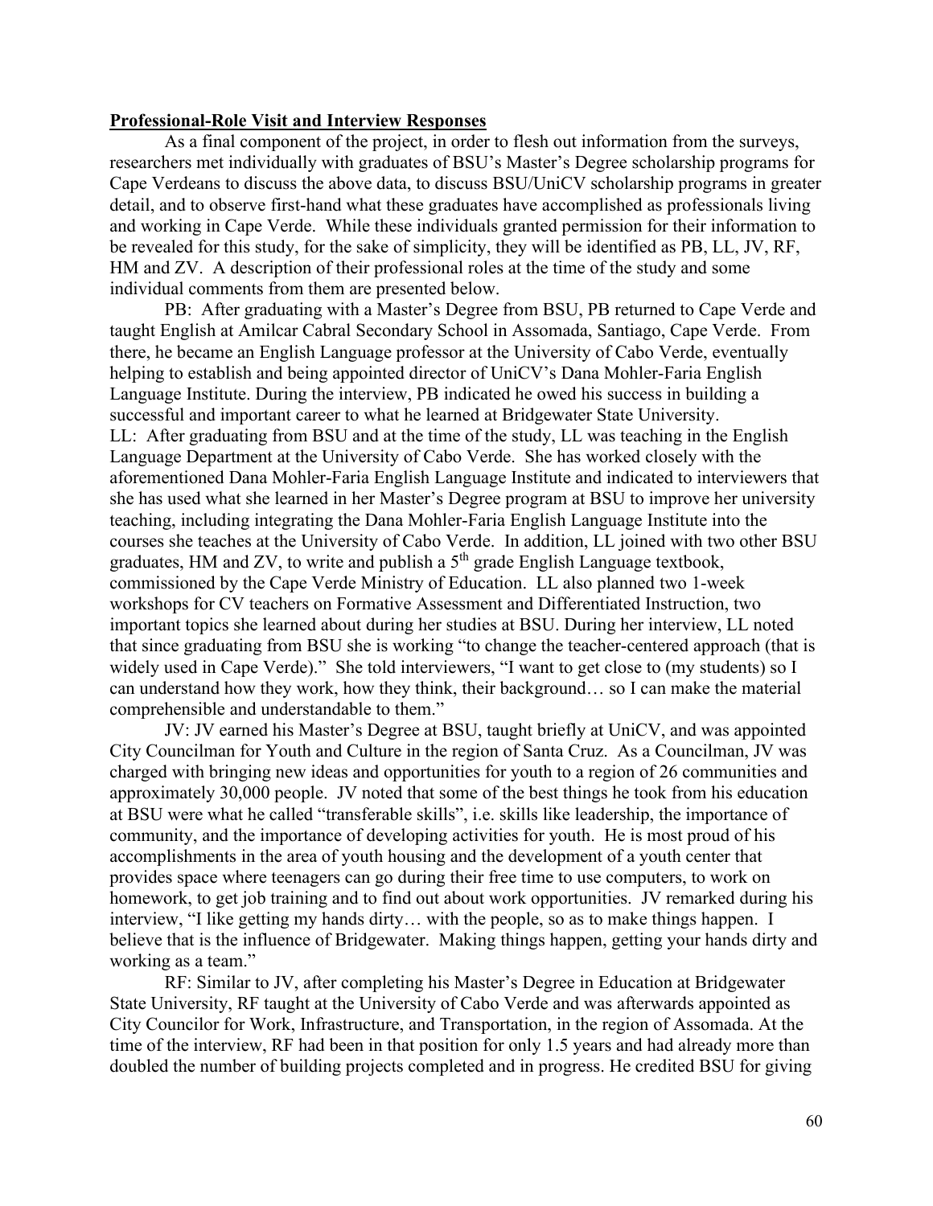**Professional-Role Visit and Interview Responses**

As a final component of the project, in order to flesh out information from the surveys, researchers met individually with graduates of BSU's Master's Degree scholarship programs for Cape Verdeans to discuss the above data, to discuss BSU/UniCV scholarship programs in greater detail, and to observe first-hand what these graduates have accomplished as professionals living and working in Cape Verde. While these individuals granted permission for their information to be revealed for this study, for the sake of simplicity, they will be identified as PB, LL, JV, RF, HM and ZV. A description of their professional roles at the time of the study and some individual comments from them are presented below.

PB: After graduating with a Master's Degree from BSU, PB returned to Cape Verde and taught English at Amilcar Cabral Secondary School in Assomada, Santiago, Cape Verde. From there, he became an English Language professor at the University of Cabo Verde, eventually helping to establish and being appointed director of UniCV's Dana Mohler-Faria English Language Institute. During the interview, PB indicated he owed his success in building a successful and important career to what he learned at Bridgewater State University.

LL: After graduating from BSU and at the time of the study, LL was teaching in the English Language Department at the University of Cabo Verde. She has worked closely with the aforementioned Dana Mohler-Faria English Language Institute and indicated to interviewers that she has used what she learned in her Master's Degree program at BSU to improve her university teaching, including integrating the Dana Mohler-Faria English Language Institute into the courses she teaches at the University of Cabo Verde. In addition, LL joined with two other BSU graduates, HM and ZV, to write and publish a 5th grade English Language textbook, commissioned by the Cape Verde Ministry of Education. LL also planned two 1-week workshops for CV teachers on Formative Assessment and Differentiated Instruction, two important topics she learned about during her studies at BSU. During her interview, LL noted that since graduating from BSU she is working "to change the teacher-centered approach (that is widely used in Cape Verde)." She told interviewers, "I want to get close to (my students) so I can understand how they work, how they think, their background… so I can make the material comprehensible and understandable to them."

JV: JV earned his Master's Degree at BSU, taught briefly at UniCV, and was appointed City Councilman for Youth and Culture in the region of Santa Cruz. As a Councilman, JV was charged with bringing new ideas and opportunities for youth to a region of 26 communities and approximately 30,000 people. JV noted that some of the best things he took from his education at BSU were what he called "transferable skills", i.e. skills like leadership, the importance of community, and the importance of developing activities for youth. He is most proud of his accomplishments in the area of youth housing and the development of a youth center that provides space where teenagers can go during their free time to use computers, to work on homework, to get job training and to find out about work opportunities. JV remarked during his interview, "I like getting my hands dirty… with the people, so as to make things happen. I believe that is the influence of Bridgewater. Making things happen, getting your hands dirty and working as a team."

RF: Similar to JV, after completing his Master's Degree in Education at Bridgewater State University, RF taught at the University of Cabo Verde and was afterwards appointed as City Councilor for Work, Infrastructure, and Transportation, in the region of Assomada. At the time of the interview, RF had been in that position for only 1.5 years and had already more than doubled the number of building projects completed and in progress. He credited BSU for giving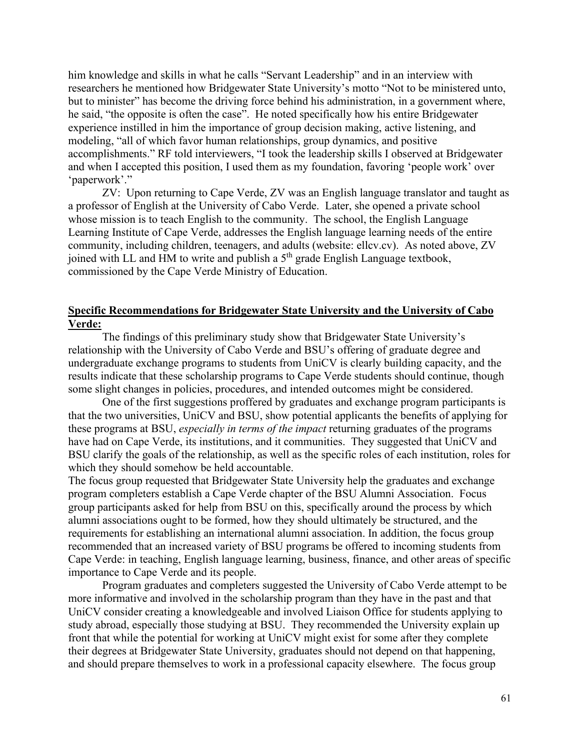him knowledge and skills in what he calls "Servant Leadership" and in an interview with researchers he mentioned how Bridgewater State University's motto "Not to be ministered unto, but to minister" has become the driving force behind his administration, in a government where, he said, "the opposite is often the case". He noted specifically how his entire Bridgewater experience instilled in him the importance of group decision making, active listening, and modeling, "all of which favor human relationships, group dynamics, and positive accomplishments." RF told interviewers, "I took the leadership skills I observed at Bridgewater and when I accepted this position, I used them as my foundation, favoring 'people work' over 'paperwork'."

ZV: Upon returning to Cape Verde, ZV was an English language translator and taught as a professor of English at the University of Cabo Verde. Later, she opened a private school whose mission is to teach English to the community. The school, the English Language Learning Institute of Cape Verde, addresses the English language learning needs of the entire community, including children, teenagers, and adults (website: ellcv.cv). As noted above, ZV joined with LL and HM to write and publish a 5th grade English Language textbook, commissioned by the Cape Verde Ministry of Education.

## Specific Recommendations for Bridgewater State University and the University of Cabo Verde:

The findings of this preliminary study show that Bridgewater State University's relationship with the University of Cabo Verde and BSU's offering of graduate degree and undergraduate exchange programs to students from UniCV is clearly building capacity, and the results indicate that these scholarship programs to Cape Verde students should continue, though some slight changes in policies, procedures, and intended outcomes might be considered.

One of the first suggestions proffered by graduates and exchange program participants is that the two universities, UniCV and BSU, show potential applicants the benefits of applying for these programs at BSU, *especially in terms of the impact* returning graduates of the programs have had on Cape Verde, its institutions, and it communities. They suggested that UniCV and BSU clarify the goals of the relationship, as well as the specific roles of each institution, roles for which they should somehow be held accountable.

The focus group requested that Bridgewater State University help the graduates and exchange program completers establish a Cape Verde chapter of the BSU Alumni Association. Focus group participants asked for help from BSU on this, specifically around the process by which alumni associations ought to be formed, how they should ultimately be structured, and the requirements for establishing an international alumni association. In addition, the focus group recommended that an increased variety of BSU programs be offered to incoming students from Cape Verde: in teaching, English language learning, business, finance, and other areas of specific importance to Cape Verde and its people.

Program graduates and completers suggested the University of Cabo Verde attempt to be more informative and involved in the scholarship program than they have in the past and that UniCV consider creating a knowledgeable and involved Liaison Office for students applying to study abroad, especially those studying at BSU. They recommended the University explain up front that while the potential for working at UniCV might exist for some after they complete their degrees at Bridgewater State University, graduates should not depend on that happening, and should prepare themselves to work in a professional capacity elsewhere. The focus group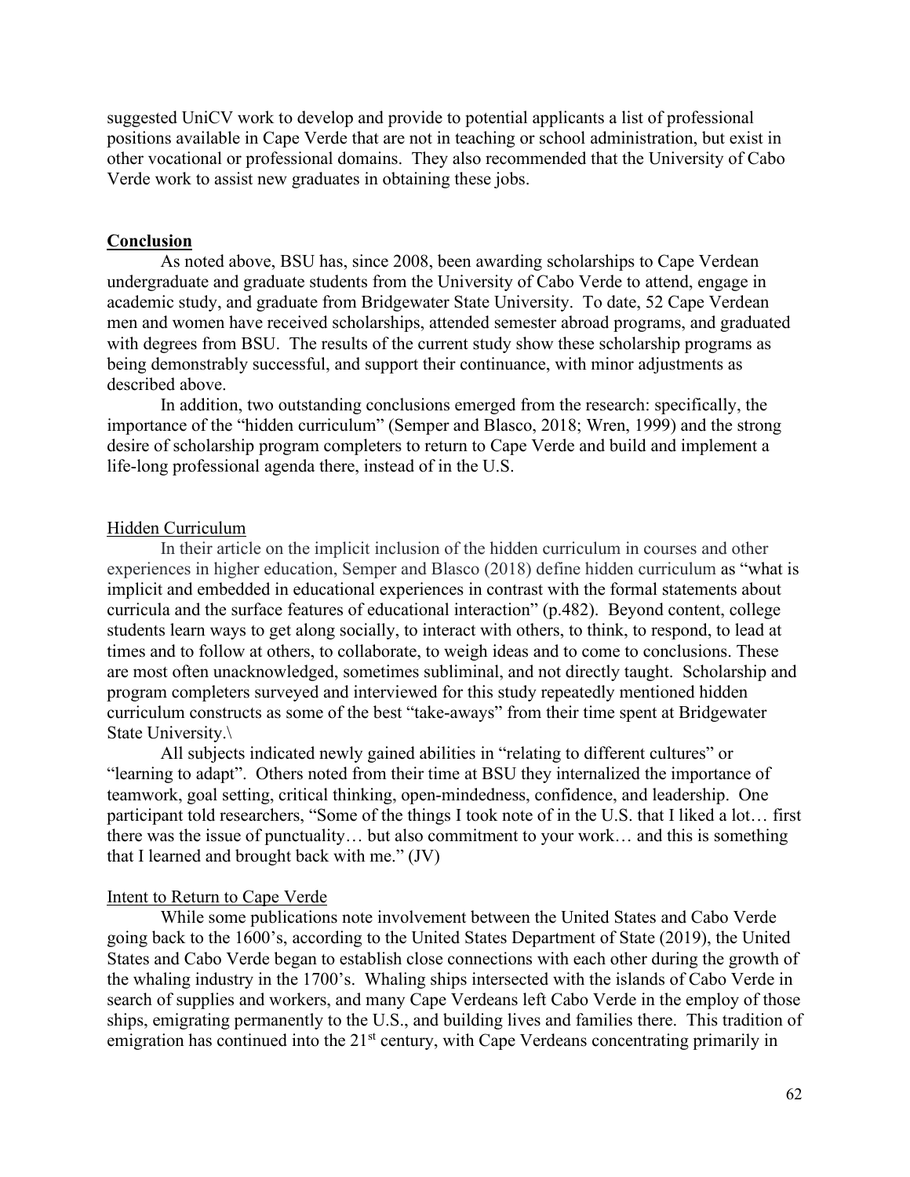suggested UniCV work to develop and provide to potential applicants a list of professional positions available in Cape Verde that are not in teaching or school administration, but exist in other vocational or professional domains. They also recommended that the University of Cabo Verde work to assist new graduates in obtaining these jobs.

## Conclusion

As noted above, BSU has, since 2008, been awarding scholarships to Cape Verdean undergraduate and graduate students from the University of Cabo Verde to attend, engage in academic study, and graduate from Bridgewater State University. To date, 52 Cape Verdean men and women have received scholarships, attended semester abroad programs, and graduated with degrees from BSU. The results of the current study show these scholarship programs as being demonstrably successful, and support their continuance, with minor adjustments as described above.

In addition, two outstanding conclusions emerged from the research: specifically, the importance of the "hidden curriculum" (Semper and Blasco, 2018; Wren, 1999) and the strong desire of scholarship program completers to return to Cape Verde and build and implement a life-long professional agenda there, instead of in the U.S.

### Hidden Curriculum

In their article on the implicit inclusion of the hidden curriculum in courses and other experiences in higher education, Semper and Blasco (2018) define hidden curriculum as "what is implicit and embedded in educational experiences in contrast with the formal statements about curricula and the surface features of educational interaction" (p.482). Beyond content, college students learn ways to get along socially, to interact with others, to think, to respond, to lead at times and to follow at others, to collaborate, to weigh ideas and to come to conclusions. These are most often unacknowledged, sometimes subliminal, and not directly taught. Scholarship and program completers surveyed and interviewed for this study repeatedly mentioned hidden curriculum constructs as some of the best "take-aways" from their time spent at Bridgewater State University.\

All subjects indicated newly gained abilities in "relating to different cultures" or "learning to adapt". Others noted from their time at BSU they internalized the importance of teamwork, goal setting, critical thinking, open-mindedness, confidence, and leadership. One participant told researchers, "Some of the things I took note of in the U.S. that I liked a lot… first there was the issue of punctuality… but also commitment to your work… and this is something that I learned and brought back with me." (JV)

### Intent to Return to Cape Verde

While some publications note involvement between the United States and Cabo Verde going back to the 1600's, according to the United States Department of State (2019), the United States and Cabo Verde began to establish close connections with each other during the growth of the whaling industry in the 1700's. Whaling ships intersected with the islands of Cabo Verde in search of supplies and workers, and many Cape Verdeans left Cabo Verde in the employ of those ships, emigrating permanently to the U.S., and building lives and families there. This tradition of emigration has continued into the 21st century, with Cape Verdeans concentrating primarily in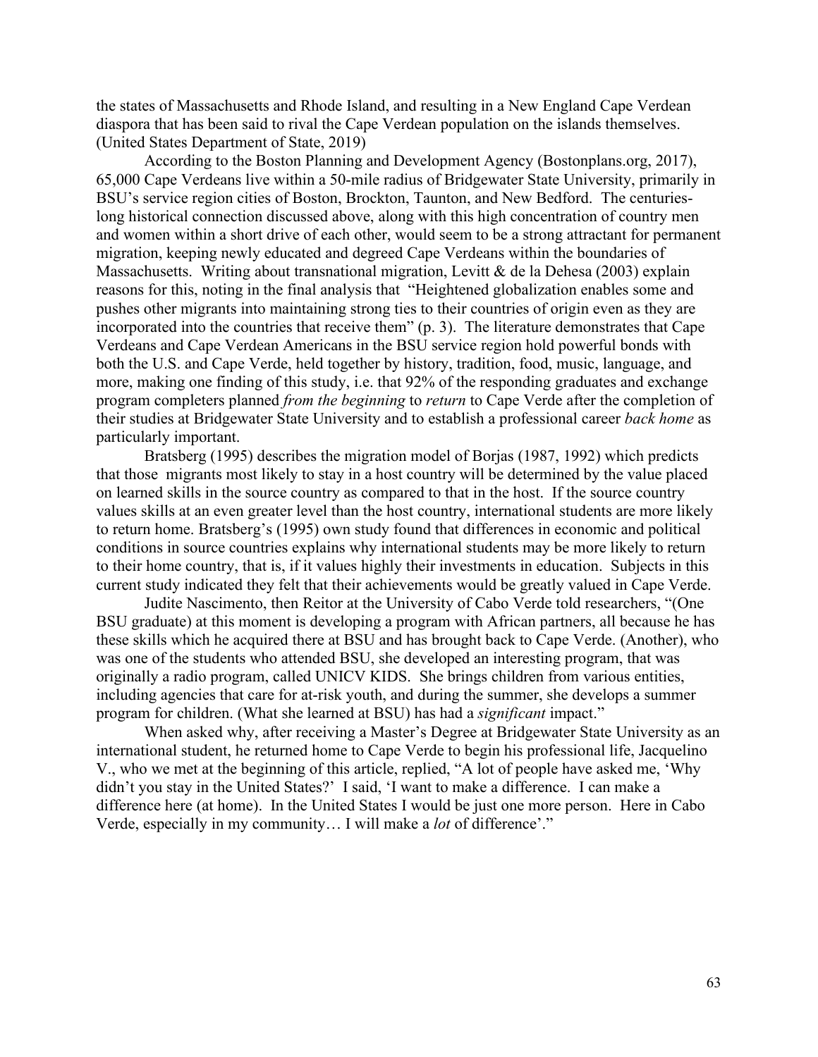the states of Massachusetts and Rhode Island, and resulting in a New England Cape Verdean diaspora that has been said to rival the Cape Verdean population on the islands themselves. (United States Department of State, 2019)

According to the Boston Planning and Development Agency (Bostonplans.org, 2017), 65,000 Cape Verdeans live within a 50-mile radius of Bridgewater State University, primarily in BSU's service region cities of Boston, Brockton, Taunton, and New Bedford. The centuries-long historical connection discussed above, along with this high concentration of country men and women within a short drive of each other, would seem to be a strong attractant for permanent migration, keeping newly educated and degreed Cape Verdeans within the boundaries of Massachusetts. Writing about transnational migration, Levitt & de la Dehesa (2003) explain reasons for this, noting in the final analysis that "Heightened globalization enables some and pushes other migrants into maintaining strong ties to their countries of origin even as they are incorporated into the countries that receive them" (p. 3). The literature demonstrates that Cape Verdeans and Cape Verdean Americans in the BSU service region hold powerful bonds with both the U.S. and Cape Verde, held together by history, tradition, food, music, language, and more, making one finding of this study, i.e. that 92% of the responding graduates and exchange program completers planned *from the beginning* to *return* to Cape Verde after the completion of their studies at Bridgewater State University and to establish a professional career *back home* as particularly important.

Bratsberg (1995) describes the migration model of Borjas (1987, 1992) which predicts that those migrants most likely to stay in a host country will be determined by the value placed on learned skills in the source country as compared to that in the host. If the source country values skills at an even greater level than the host country, international students are more likely to return home. Bratsberg's (1995) own study found that differences in economic and political conditions in source countries explains why international students may be more likely to return to their home country, that is, if it values highly their investments in education. Subjects in this current study indicated they felt that their achievements would be greatly valued in Cape Verde.

Judite Nascimento, then Reitor at the University of Cabo Verde told researchers, "(One BSU graduate) at this moment is developing a program with African partners, all because he has these skills which he acquired there at BSU and has brought back to Cape Verde. (Another), who was one of the students who attended BSU, she developed an interesting program, that was originally a radio program, called UNICV KIDS. She brings children from various entities, including agencies that care for at-risk youth, and during the summer, she develops a summer program for children. (What she learned at BSU) has had a *significant* impact."

When asked why, after receiving a Master's Degree at Bridgewater State University as an international student, he returned home to Cape Verde to begin his professional life, Jacquelino V., who we met at the beginning of this article, replied, "A lot of people have asked me, 'Why didn't you stay in the United States?' I said, 'I want to make a difference. I can make a difference here (at home). In the United States I would be just one more person. Here in Cabo Verde, especially in my community… I will make a *lot* of difference'."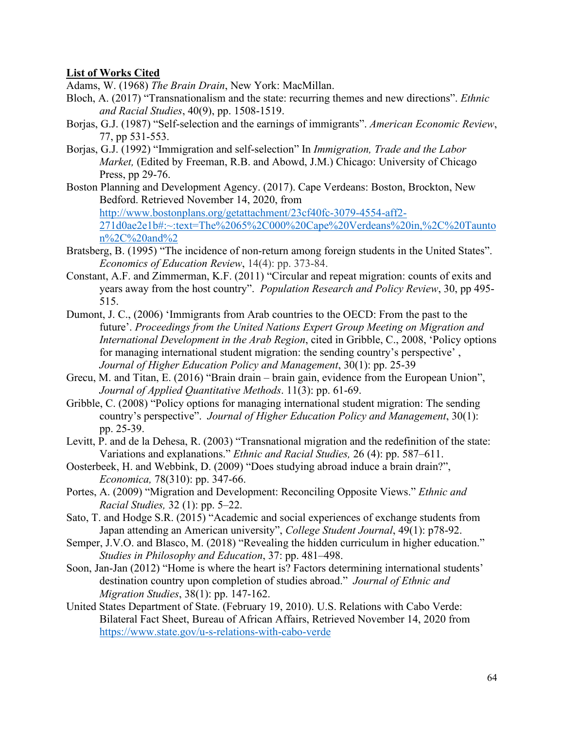**<u>List of Works Cited</u>**

Adams, W. (1968) *The Brain Drain*, New York: MacMillan.

Bloch, A. (2017) "Transnationalism and the state: recurring themes and new directions". *Ethnic and Racial Studies*, 40(9), pp. 1508-1519.

Borjas, G.J. (1987) "Self-selection and the earnings of immigrants". *American Economic Review*, 77, pp 531-553.

Borjas, G.J. (1992) "Immigration and self-selection" In *Immigration, Trade and the Labor Market,* (Edited by Freeman, R.B. and Abowd, J.M.) Chicago: University of Chicago Press, pp 29-76.

Boston Planning and Development Agency. (2017). Cape Verdeans: Boston, Brockton, New Bedford. Retrieved November 14, 2020, from http://www.bostonplans.org/getattachment/23cf40fc-3079-4554-aff2-271d0ae2e1b#:~:text=The%2065%2C000%20Cape%20Verdeans%20in,%2C%20Taunton%2C%20and%2

Bratsberg, B. (1995) "The incidence of non-return among foreign students in the United States". *Economics of Education Review*, 14(4): pp. 373-84.

Constant, A.F. and Zimmerman, K.F. (2011) "Circular and repeat migration: counts of exits and years away from the host country". *Population Research and Policy Review*, 30, pp 495-515.

Dumont, J. C., (2006) 'Immigrants from Arab countries to the OECD: From the past to the future'. *Proceedings from the United Nations Expert Group Meeting on Migration and International Development in the Arab Region*, cited in Gribble, C., 2008, 'Policy options for managing international student migration: the sending country's perspective' , *Journal of Higher Education Policy and Management*, 30(1): pp. 25-39

Grecu, M. and Titan, E. (2016) "Brain drain – brain gain, evidence from the European Union", *Journal of Applied Quantitative Methods*. 11(3): pp. 61-69.

Gribble, C. (2008) "Policy options for managing international student migration: The sending country's perspective". *Journal of Higher Education Policy and Management*, 30(1): pp. 25-39.

Levitt, P. and de la Dehesa, R. (2003) "Transnational migration and the redefinition of the state: Variations and explanations." *Ethnic and Racial Studies,* 26 (4): pp. 587–611.

Oosterbeek, H. and Webbink, D. (2009) "Does studying abroad induce a brain drain?", *Economica,* 78(310): pp. 347-66.

Portes, A. (2009) "Migration and Development: Reconciling Opposite Views." *Ethnic and Racial Studies,* 32 (1): pp. 5–22.

Sato, T. and Hodge S.R. (2015) "Academic and social experiences of exchange students from Japan attending an American university", *College Student Journal*, 49(1): p78-92.

Semper, J.V.O. and Blasco, M. (2018) "Revealing the hidden curriculum in higher education." *Studies in Philosophy and Education*, 37: pp. 481–498.

Soon, Jan-Jan (2012) "Home is where the heart is? Factors determining international students' destination country upon completion of studies abroad." *Journal of Ethnic and Migration Studies*, 38(1): pp. 147-162.

United States Department of State. (February 19, 2010). U.S. Relations with Cabo Verde: Bilateral Fact Sheet, Bureau of African Affairs, Retrieved November 14, 2020 from https://www.state.gov/u-s-relations-with-cabo-verde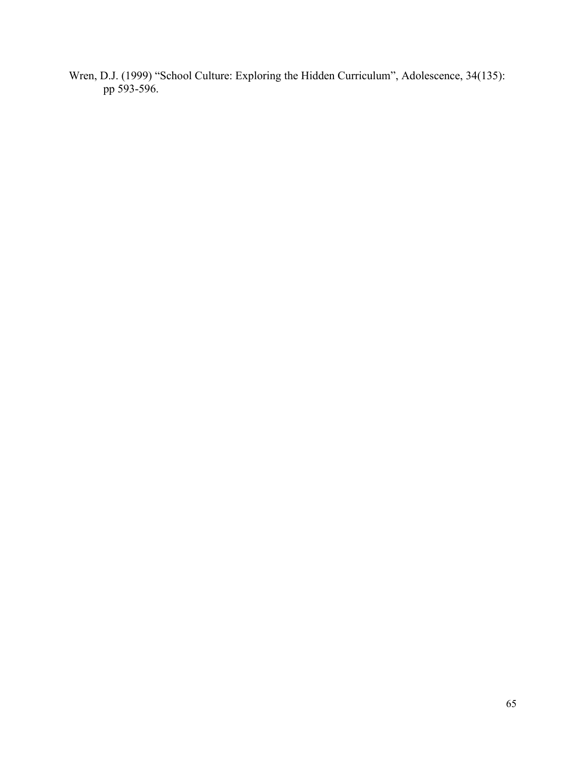Wren, D.J. (1999) “School Culture: Exploring the Hidden Curriculum”, Adolescence, 34(135): pp 593-596.